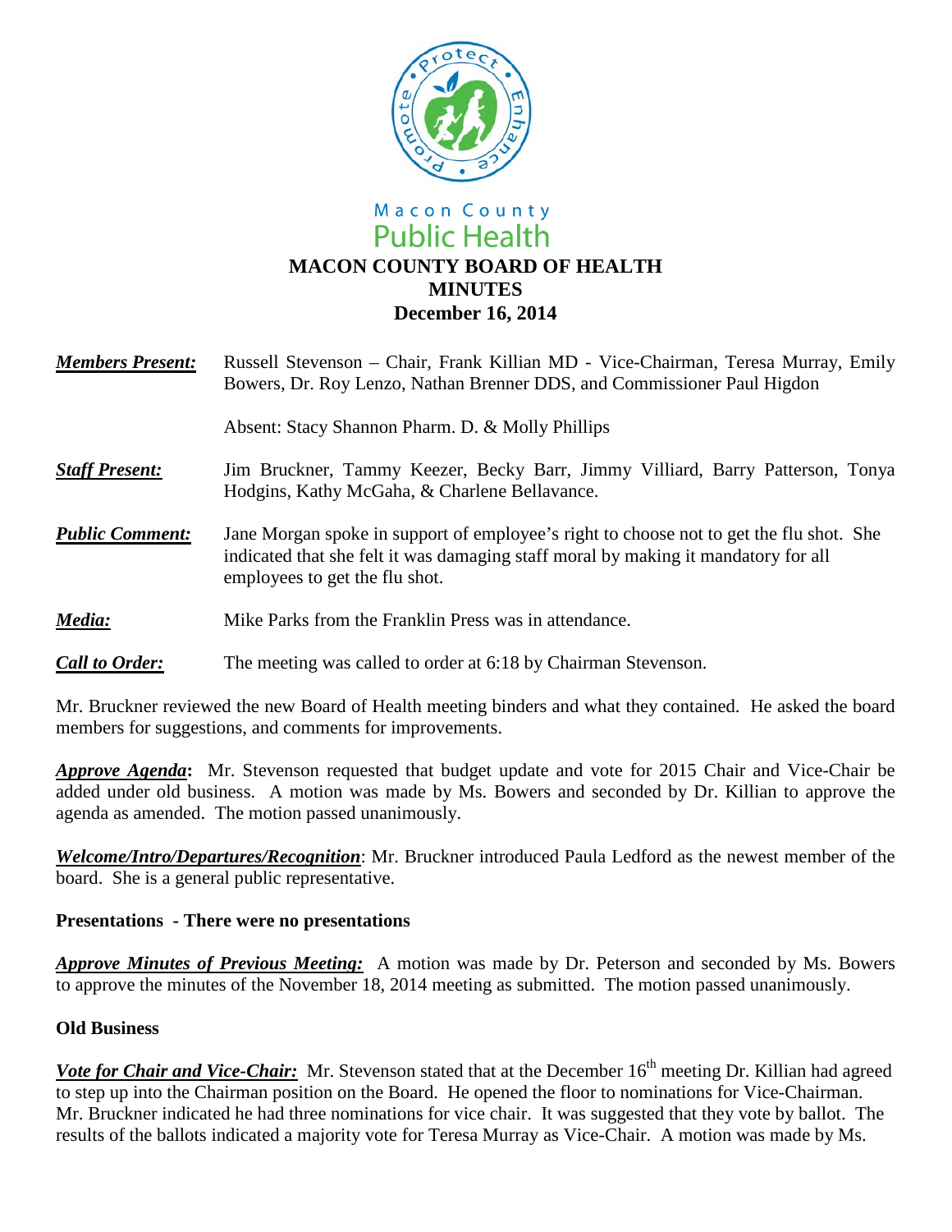Macon County
Public Health

# MACON COUNTY BOARD OF HEALTH
## MINUTES
## December 16, 2014

***Members Present:*** Russell Stevenson – Chair, Frank Killian MD - Vice-Chairman, Teresa Murray, Emily Bowers, Dr. Roy Lenzo, Nathan Brenner DDS, and Commissioner Paul Higdon

Absent: Stacy Shannon Pharm. D. & Molly Phillips

***Staff Present:*** Jim Bruckner, Tammy Keezer, Becky Barr, Jimmy Villiard, Barry Patterson, Tonya Hodgins, Kathy McGaha, & Charlene Bellavance.

***Public Comment:*** Jane Morgan spoke in support of employee's right to choose not to get the flu shot. She indicated that she felt it was damaging staff moral by making it mandatory for all employees to get the flu shot.

***Media:*** Mike Parks from the Franklin Press was in attendance.

***Call to Order:*** The meeting was called to order at 6:18 by Chairman Stevenson.

Mr. Bruckner reviewed the new Board of Health meeting binders and what they contained. He asked the board members for suggestions, and comments for improvements.

***Approve Agenda*:** Mr. Stevenson requested that budget update and vote for 2015 Chair and Vice-Chair be added under old business. A motion was made by Ms. Bowers and seconded by Dr. Killian to approve the agenda as amended. The motion passed unanimously.

***Welcome/Intro/Departures/Recognition***: Mr. Bruckner introduced Paula Ledford as the newest member of the board. She is a general public representative.

**Presentations - There were no presentations**

***Approve Minutes of Previous Meeting:*** A motion was made by Dr. Peterson and seconded by Ms. Bowers to approve the minutes of the November 18, 2014 meeting as submitted. The motion passed unanimously.

**Old Business**

***Vote for Chair and Vice-Chair:*** Mr. Stevenson stated that at the December 16th meeting Dr. Killian had agreed to step up into the Chairman position on the Board. He opened the floor to nominations for Vice-Chairman. Mr. Bruckner indicated he had three nominations for vice chair. It was suggested that they vote by ballot. The results of the ballots indicated a majority vote for Teresa Murray as Vice-Chair. A motion was made by Ms.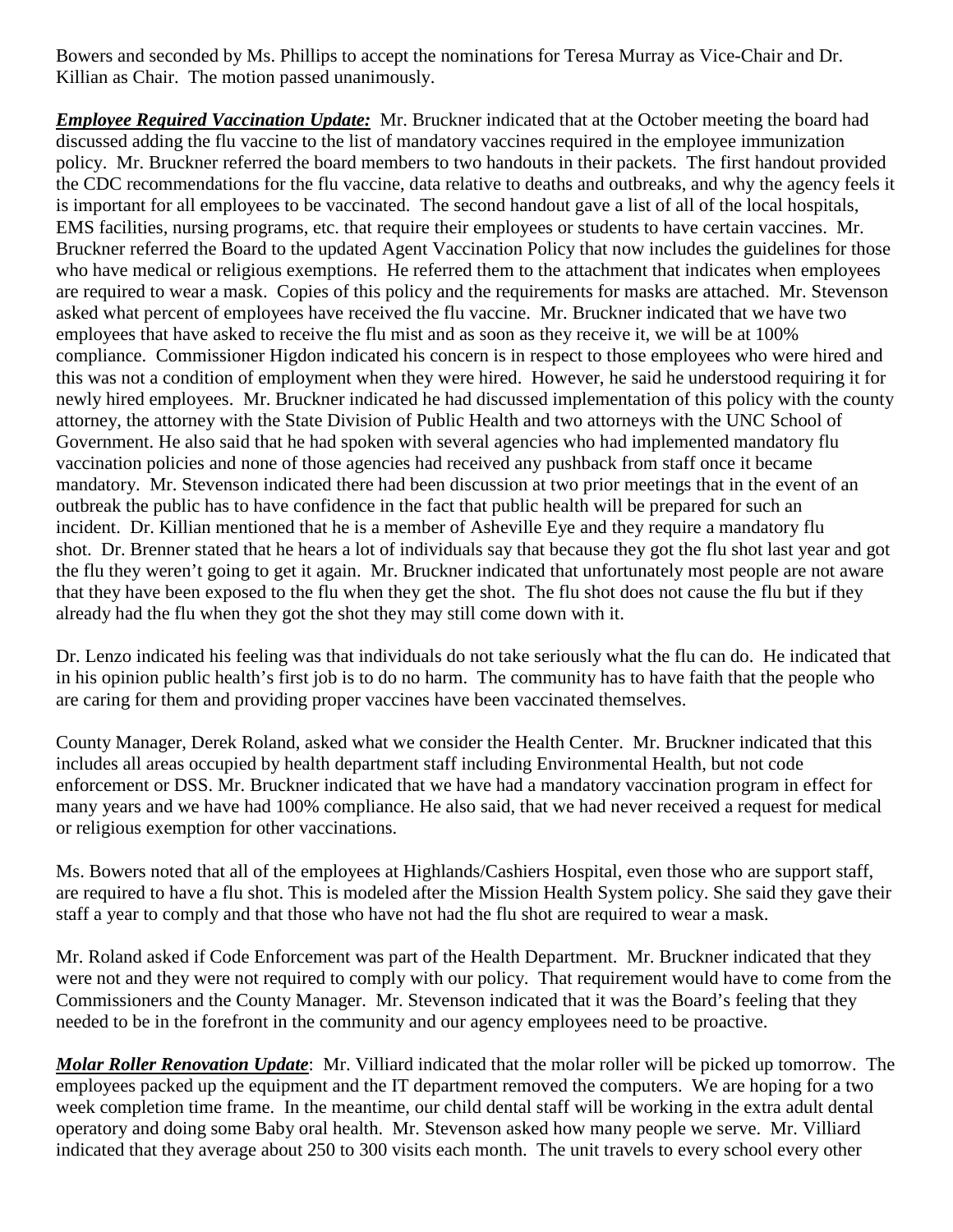Bowers and seconded by Ms. Phillips to accept the nominations for Teresa Murray as Vice-Chair and Dr. Killian as Chair. The motion passed unanimously.

***Employee Required Vaccination Update:*** Mr. Bruckner indicated that at the October meeting the board had discussed adding the flu vaccine to the list of mandatory vaccines required in the employee immunization policy. Mr. Bruckner referred the board members to two handouts in their packets. The first handout provided the CDC recommendations for the flu vaccine, data relative to deaths and outbreaks, and why the agency feels it is important for all employees to be vaccinated. The second handout gave a list of all of the local hospitals, EMS facilities, nursing programs, etc. that require their employees or students to have certain vaccines. Mr. Bruckner referred the Board to the updated Agent Vaccination Policy that now includes the guidelines for those who have medical or religious exemptions. He referred them to the attachment that indicates when employees are required to wear a mask. Copies of this policy and the requirements for masks are attached. Mr. Stevenson asked what percent of employees have received the flu vaccine. Mr. Bruckner indicated that we have two employees that have asked to receive the flu mist and as soon as they receive it, we will be at 100% compliance. Commissioner Higdon indicated his concern is in respect to those employees who were hired and this was not a condition of employment when they were hired. However, he said he understood requiring it for newly hired employees. Mr. Bruckner indicated he had discussed implementation of this policy with the county attorney, the attorney with the State Division of Public Health and two attorneys with the UNC School of Government. He also said that he had spoken with several agencies who had implemented mandatory flu vaccination policies and none of those agencies had received any pushback from staff once it became mandatory. Mr. Stevenson indicated there had been discussion at two prior meetings that in the event of an outbreak the public has to have confidence in the fact that public health will be prepared for such an incident. Dr. Killian mentioned that he is a member of Asheville Eye and they require a mandatory flu shot. Dr. Brenner stated that he hears a lot of individuals say that because they got the flu shot last year and got the flu they weren't going to get it again. Mr. Bruckner indicated that unfortunately most people are not aware that they have been exposed to the flu when they get the shot. The flu shot does not cause the flu but if they already had the flu when they got the shot they may still come down with it.

Dr. Lenzo indicated his feeling was that individuals do not take seriously what the flu can do. He indicated that in his opinion public health's first job is to do no harm. The community has to have faith that the people who are caring for them and providing proper vaccines have been vaccinated themselves.

County Manager, Derek Roland, asked what we consider the Health Center. Mr. Bruckner indicated that this includes all areas occupied by health department staff including Environmental Health, but not code enforcement or DSS. Mr. Bruckner indicated that we have had a mandatory vaccination program in effect for many years and we have had 100% compliance. He also said, that we had never received a request for medical or religious exemption for other vaccinations.

Ms. Bowers noted that all of the employees at Highlands/Cashiers Hospital, even those who are support staff, are required to have a flu shot. This is modeled after the Mission Health System policy. She said they gave their staff a year to comply and that those who have not had the flu shot are required to wear a mask.

Mr. Roland asked if Code Enforcement was part of the Health Department. Mr. Bruckner indicated that they were not and they were not required to comply with our policy. That requirement would have to come from the Commissioners and the County Manager. Mr. Stevenson indicated that it was the Board's feeling that they needed to be in the forefront in the community and our agency employees need to be proactive.

***Molar Roller Renovation Update***: Mr. Villiard indicated that the molar roller will be picked up tomorrow. The employees packed up the equipment and the IT department removed the computers. We are hoping for a two week completion time frame. In the meantime, our child dental staff will be working in the extra adult dental operatory and doing some Baby oral health. Mr. Stevenson asked how many people we serve. Mr. Villiard indicated that they average about 250 to 300 visits each month. The unit travels to every school every other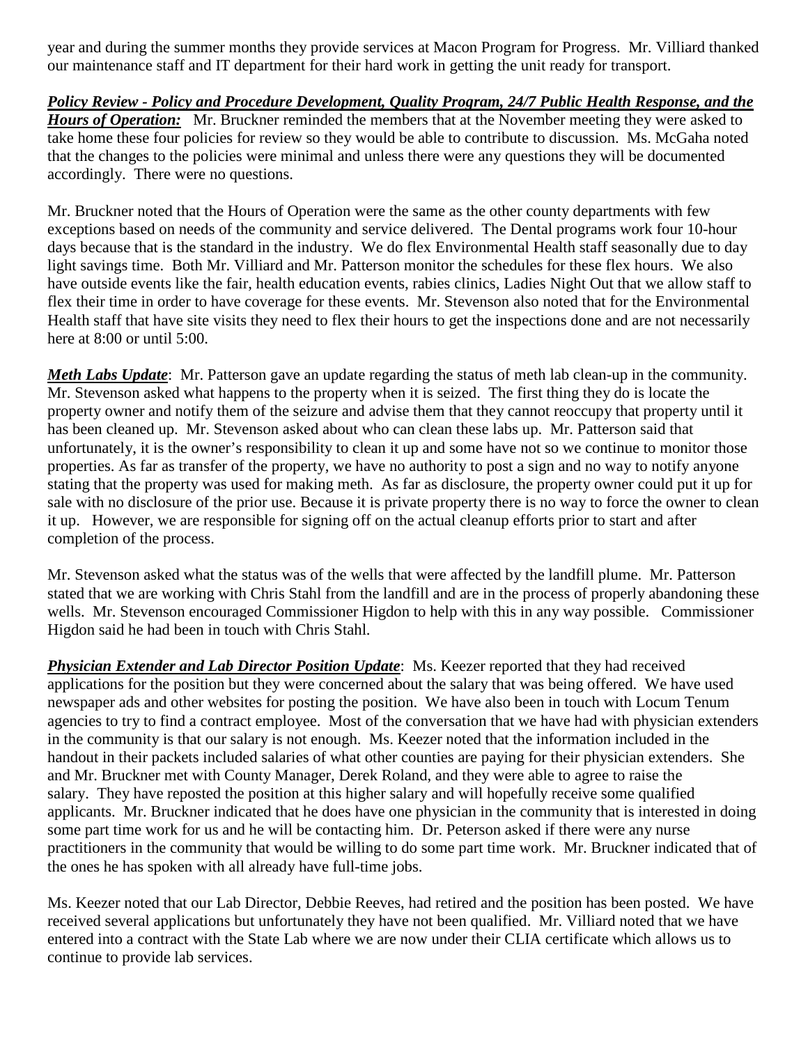year and during the summer months they provide services at Macon Program for Progress. Mr. Villiard thanked our maintenance staff and IT department for their hard work in getting the unit ready for transport.

***Policy Review - Policy and Procedure Development, Quality Program, 24/7 Public Health Response, and the Hours of Operation:*** Mr. Bruckner reminded the members that at the November meeting they were asked to take home these four policies for review so they would be able to contribute to discussion. Ms. McGaha noted that the changes to the policies were minimal and unless there were any questions they will be documented accordingly. There were no questions.

Mr. Bruckner noted that the Hours of Operation were the same as the other county departments with few exceptions based on needs of the community and service delivered. The Dental programs work four 10-hour days because that is the standard in the industry. We do flex Environmental Health staff seasonally due to day light savings time. Both Mr. Villiard and Mr. Patterson monitor the schedules for these flex hours. We also have outside events like the fair, health education events, rabies clinics, Ladies Night Out that we allow staff to flex their time in order to have coverage for these events. Mr. Stevenson also noted that for the Environmental Health staff that have site visits they need to flex their hours to get the inspections done and are not necessarily here at 8:00 or until 5:00.

***Meth Labs Update***: Mr. Patterson gave an update regarding the status of meth lab clean-up in the community. Mr. Stevenson asked what happens to the property when it is seized. The first thing they do is locate the property owner and notify them of the seizure and advise them that they cannot reoccupy that property until it has been cleaned up. Mr. Stevenson asked about who can clean these labs up. Mr. Patterson said that unfortunately, it is the owner's responsibility to clean it up and some have not so we continue to monitor those properties. As far as transfer of the property, we have no authority to post a sign and no way to notify anyone stating that the property was used for making meth. As far as disclosure, the property owner could put it up for sale with no disclosure of the prior use. Because it is private property there is no way to force the owner to clean it up. However, we are responsible for signing off on the actual cleanup efforts prior to start and after completion of the process.

Mr. Stevenson asked what the status was of the wells that were affected by the landfill plume. Mr. Patterson stated that we are working with Chris Stahl from the landfill and are in the process of properly abandoning these wells. Mr. Stevenson encouraged Commissioner Higdon to help with this in any way possible. Commissioner Higdon said he had been in touch with Chris Stahl.

***Physician Extender and Lab Director Position Update***: Ms. Keezer reported that they had received applications for the position but they were concerned about the salary that was being offered. We have used newspaper ads and other websites for posting the position. We have also been in touch with Locum Tenum agencies to try to find a contract employee. Most of the conversation that we have had with physician extenders in the community is that our salary is not enough. Ms. Keezer noted that the information included in the handout in their packets included salaries of what other counties are paying for their physician extenders. She and Mr. Bruckner met with County Manager, Derek Roland, and they were able to agree to raise the salary. They have reposted the position at this higher salary and will hopefully receive some qualified applicants. Mr. Bruckner indicated that he does have one physician in the community that is interested in doing some part time work for us and he will be contacting him. Dr. Peterson asked if there were any nurse practitioners in the community that would be willing to do some part time work. Mr. Bruckner indicated that of the ones he has spoken with all already have full-time jobs.

Ms. Keezer noted that our Lab Director, Debbie Reeves, had retired and the position has been posted. We have received several applications but unfortunately they have not been qualified. Mr. Villiard noted that we have entered into a contract with the State Lab where we are now under their CLIA certificate which allows us to continue to provide lab services.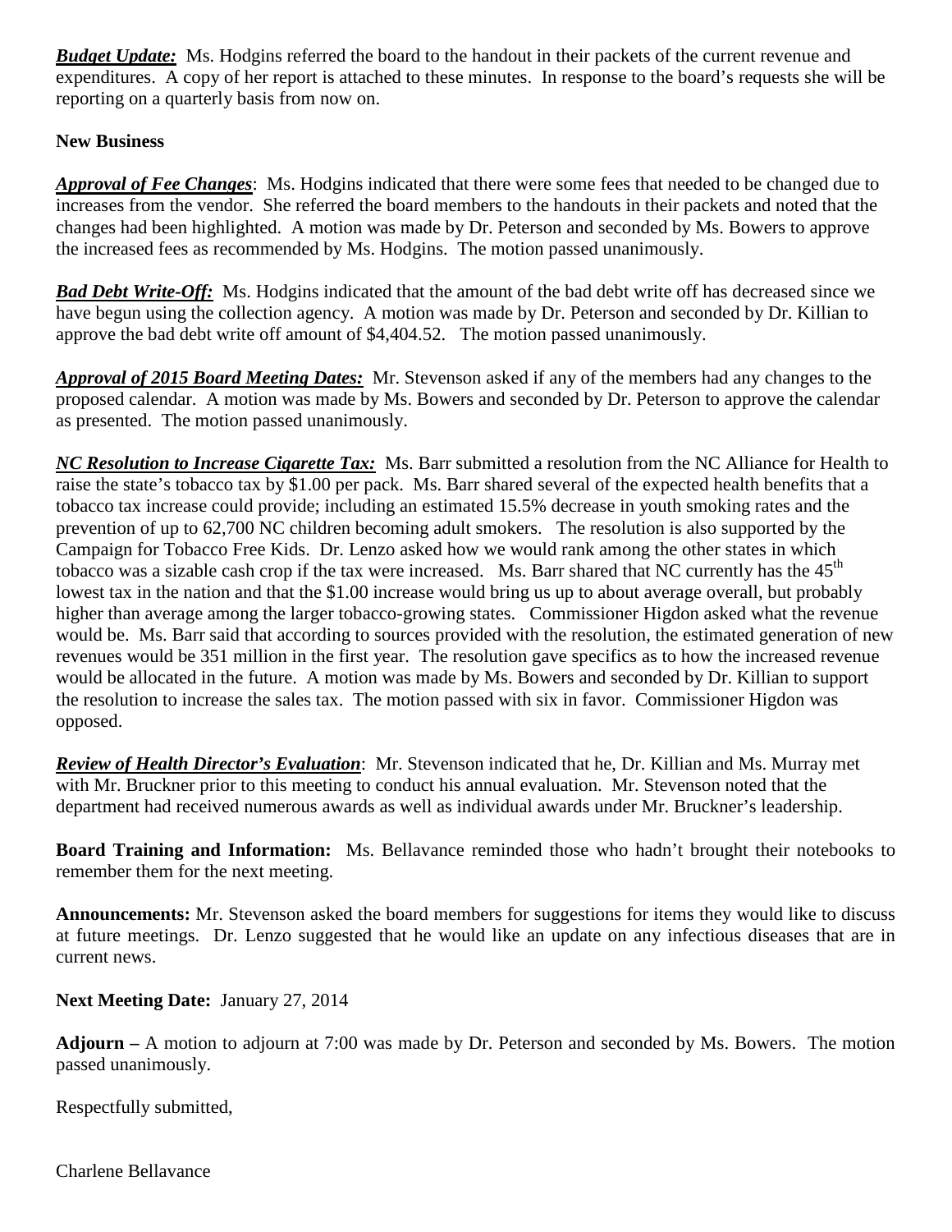***Budget Update:*** Ms. Hodgins referred the board to the handout in their packets of the current revenue and expenditures. A copy of her report is attached to these minutes. In response to the board's requests she will be reporting on a quarterly basis from now on.

**New Business**

***Approval of Fee Changes***: Ms. Hodgins indicated that there were some fees that needed to be changed due to increases from the vendor. She referred the board members to the handouts in their packets and noted that the changes had been highlighted. A motion was made by Dr. Peterson and seconded by Ms. Bowers to approve the increased fees as recommended by Ms. Hodgins. The motion passed unanimously.

***Bad Debt Write-Off:*** Ms. Hodgins indicated that the amount of the bad debt write off has decreased since we have begun using the collection agency. A motion was made by Dr. Peterson and seconded by Dr. Killian to approve the bad debt write off amount of $4,404.52. The motion passed unanimously.

***Approval of 2015 Board Meeting Dates:*** Mr. Stevenson asked if any of the members had any changes to the proposed calendar. A motion was made by Ms. Bowers and seconded by Dr. Peterson to approve the calendar as presented. The motion passed unanimously.

***NC Resolution to Increase Cigarette Tax:*** Ms. Barr submitted a resolution from the NC Alliance for Health to raise the state's tobacco tax by $1.00 per pack. Ms. Barr shared several of the expected health benefits that a tobacco tax increase could provide; including an estimated 15.5% decrease in youth smoking rates and the prevention of up to 62,700 NC children becoming adult smokers. The resolution is also supported by the Campaign for Tobacco Free Kids. Dr. Lenzo asked how we would rank among the other states in which tobacco was a sizable cash crop if the tax were increased. Ms. Barr shared that NC currently has the 45th lowest tax in the nation and that the $1.00 increase would bring us up to about average overall, but probably higher than average among the larger tobacco-growing states. Commissioner Higdon asked what the revenue would be. Ms. Barr said that according to sources provided with the resolution, the estimated generation of new revenues would be 351 million in the first year. The resolution gave specifics as to how the increased revenue would be allocated in the future. A motion was made by Ms. Bowers and seconded by Dr. Killian to support the resolution to increase the sales tax. The motion passed with six in favor. Commissioner Higdon was opposed.

***Review of Health Director's Evaluation***: Mr. Stevenson indicated that he, Dr. Killian and Ms. Murray met with Mr. Bruckner prior to this meeting to conduct his annual evaluation. Mr. Stevenson noted that the department had received numerous awards as well as individual awards under Mr. Bruckner's leadership.

**Board Training and Information:** Ms. Bellavance reminded those who hadn't brought their notebooks to remember them for the next meeting.

**Announcements:** Mr. Stevenson asked the board members for suggestions for items they would like to discuss at future meetings. Dr. Lenzo suggested that he would like an update on any infectious diseases that are in current news.

**Next Meeting Date:** January 27, 2014

**Adjourn –** A motion to adjourn at 7:00 was made by Dr. Peterson and seconded by Ms. Bowers. The motion passed unanimously.

Respectfully submitted,

Charlene Bellavance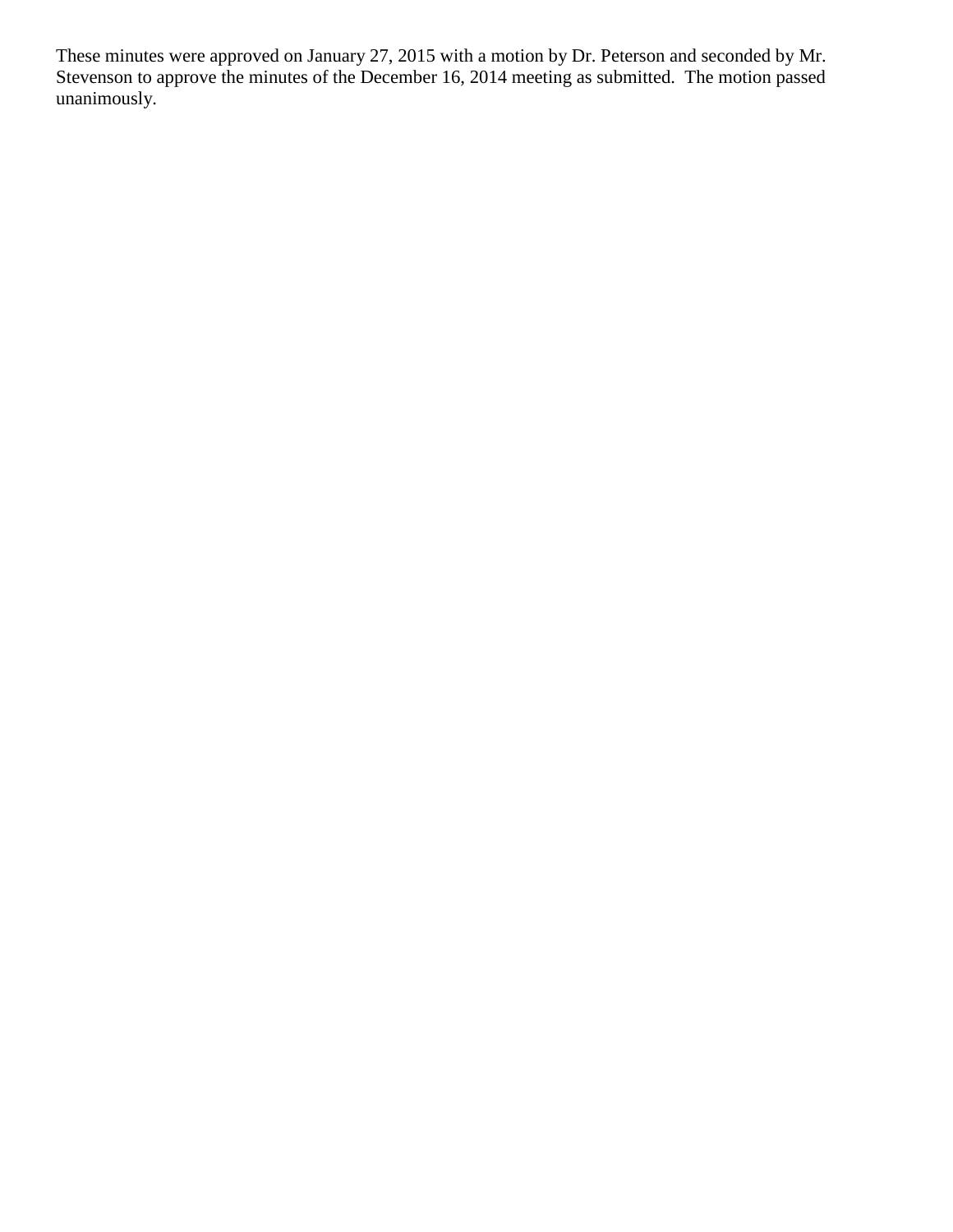These minutes were approved on January 27, 2015 with a motion by Dr. Peterson and seconded by Mr. Stevenson to approve the minutes of the December 16, 2014 meeting as submitted. The motion passed unanimously.